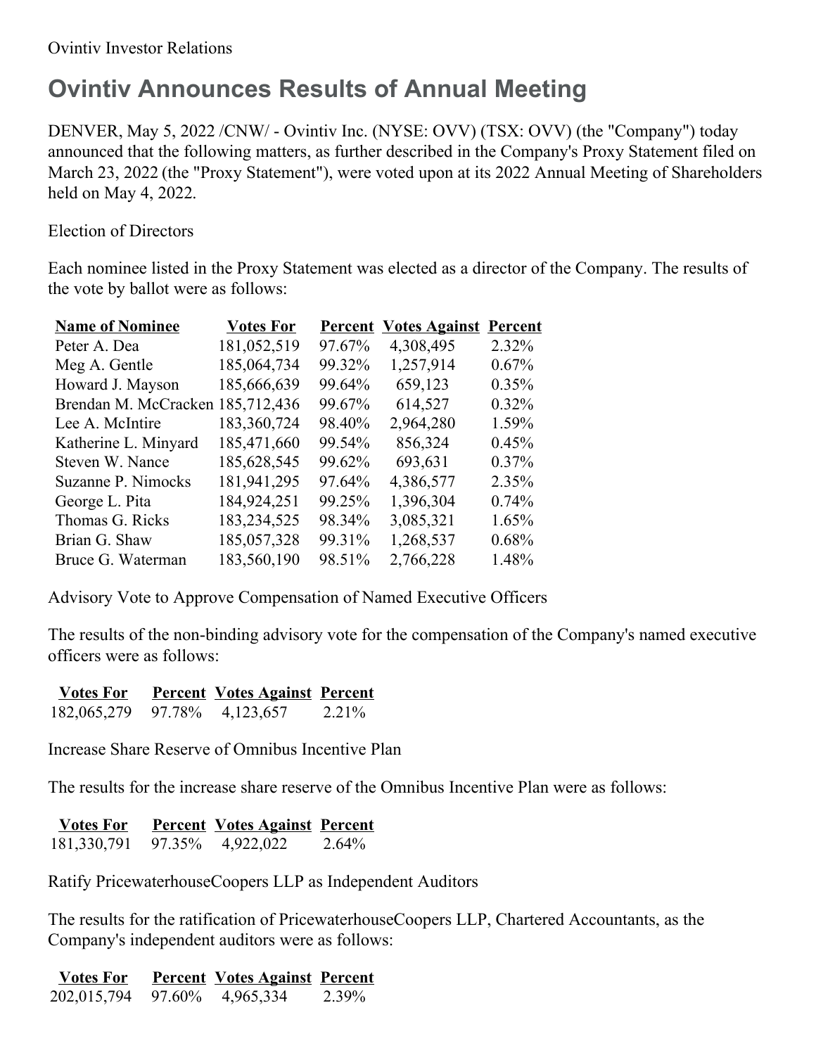Ovintiv Investor Relations

# Ovintiv Announces Results of Annual Meeting

DENVER, May 5, 2022 /CNW/ - Ovintiv Inc. (NYSE: OVV) (TSX: OVV) (the "Company") today announced that the following matters, as further described in the Company's Proxy Statement filed on March 23, 2022 (the "Proxy Statement"), were voted upon at its 2022 Annual Meeting of Shareholders held on May 4, 2022.

Election of Directors

Each nominee listed in the Proxy Statement was elected as a director of the Company. The results of the vote by ballot were as follows:

| Name of Nominee | Votes For | Percent | Votes Against | Percent |
| --- | --- | --- | --- | --- |
| Peter A. Dea | 181,052,519 | 97.67% | 4,308,495 | 2.32% |
| Meg A. Gentle | 185,064,734 | 99.32% | 1,257,914 | 0.67% |
| Howard J. Mayson | 185,666,639 | 99.64% | 659,123 | 0.35% |
| Brendan M. McCracken | 185,712,436 | 99.67% | 614,527 | 0.32% |
| Lee A. McIntire | 183,360,724 | 98.40% | 2,964,280 | 1.59% |
| Katherine L. Minyard | 185,471,660 | 99.54% | 856,324 | 0.45% |
| Steven W. Nance | 185,628,545 | 99.62% | 693,631 | 0.37% |
| Suzanne P. Nimocks | 181,941,295 | 97.64% | 4,386,577 | 2.35% |
| George L. Pita | 184,924,251 | 99.25% | 1,396,304 | 0.74% |
| Thomas G. Ricks | 183,234,525 | 98.34% | 3,085,321 | 1.65% |
| Brian G. Shaw | 185,057,328 | 99.31% | 1,268,537 | 0.68% |
| Bruce G. Waterman | 183,560,190 | 98.51% | 2,766,228 | 1.48% |

Advisory Vote to Approve Compensation of Named Executive Officers

The results of the non-binding advisory vote for the compensation of the Company's named executive officers were as follows:

| Votes For | Percent | Votes Against | Percent |
| --- | --- | --- | --- |
| 182,065,279 | 97.78% | 4,123,657 | 2.21% |

Increase Share Reserve of Omnibus Incentive Plan

The results for the increase share reserve of the Omnibus Incentive Plan were as follows:

| Votes For | Percent | Votes Against | Percent |
| --- | --- | --- | --- |
| 181,330,791 | 97.35% | 4,922,022 | 2.64% |

Ratify PricewaterhouseCoopers LLP as Independent Auditors

The results for the ratification of PricewaterhouseCoopers LLP, Chartered Accountants, as the Company's independent auditors were as follows:

| Votes For | Percent | Votes Against | Percent |
| --- | --- | --- | --- |
| 202,015,794 | 97.60% | 4,965,334 | 2.39% |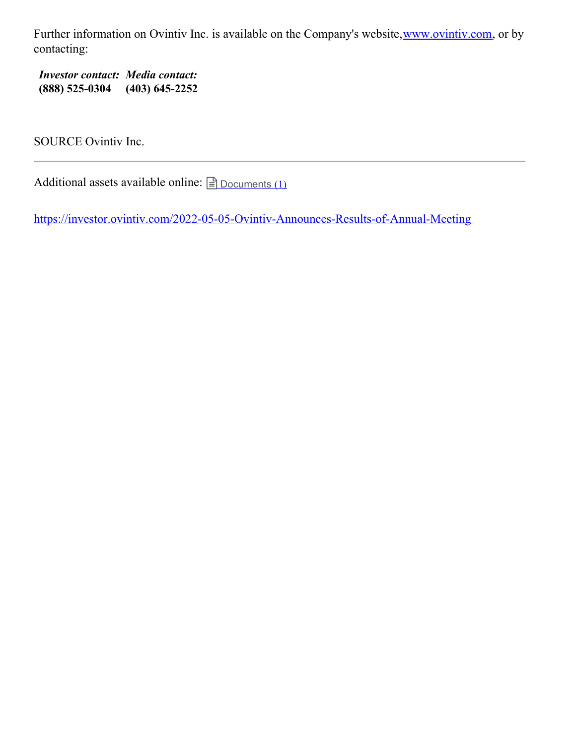Further information on Ovintiv Inc. is available on the Company's website, www.ovintiv.com, or by contacting:

| ***Investor contact:*** | ***Media contact:*** |
| --- | --- |
| **(888) 525-0304** | **(403) 645-2252** |

SOURCE Ovintiv Inc.

---

Additional assets available online: Documents (1)

https://investor.ovintiv.com/2022-05-05-Ovintiv-Announces-Results-of-Annual-Meeting